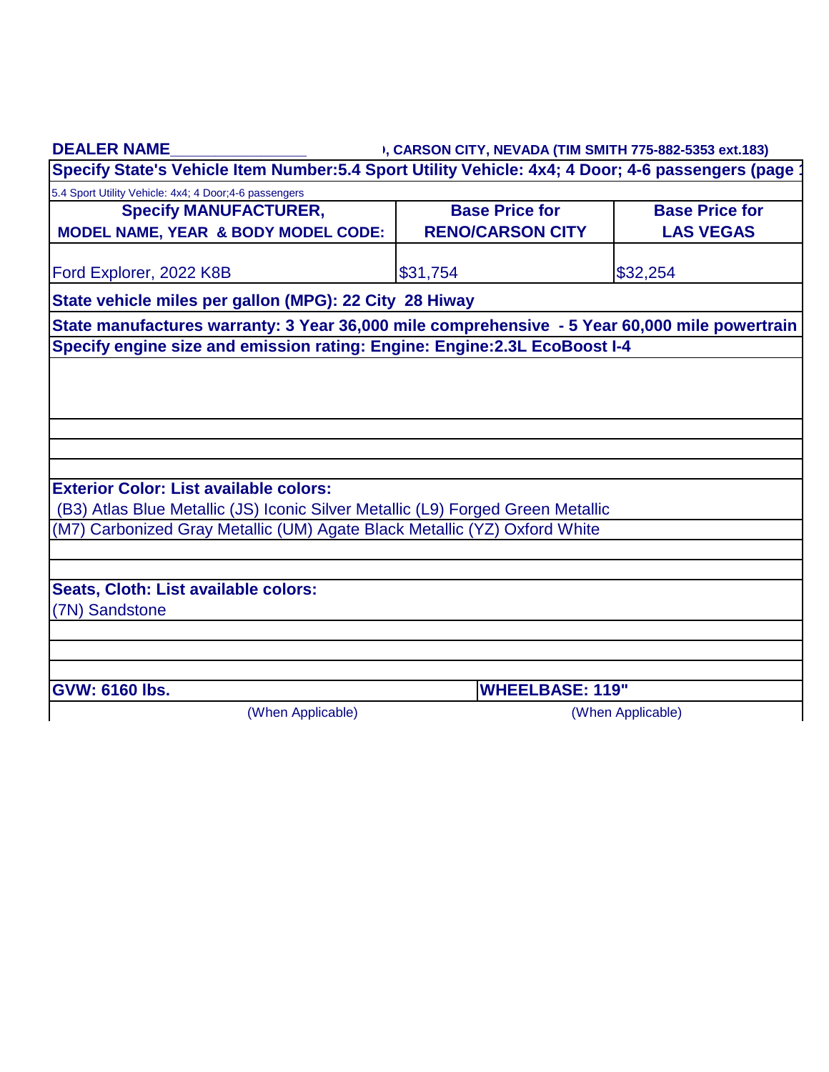**DEALER NAME_______________** ), CARSON CITY, NEVADA (TIM SMITH 775-882-5353 ext.183)

**Specify State's Vehicle Item Number:5.4 Sport Utility Vehicle: 4x4; 4 Door; 4-6 passengers (page 1**

5.4 Sport Utility Vehicle: 4x4; 4 Door;4-6 passengers

| Specify MANUFACTURER, MODEL NAME, YEAR & BODY MODEL CODE: | Base Price for RENO/CARSON CITY | Base Price for LAS VEGAS |
|---|---|---|
| Ford Explorer, 2022 K8B | $31,754 | $32,254 |

**State vehicle miles per gallon (MPG): 22 City 28 Hiway**

**State manufactures warranty: 3 Year 36,000 mile comprehensive - 5 Year 60,000 mile powertrain**

**Specify engine size and emission rating: Engine: Engine:2.3L EcoBoost I-4**

**Exterior Color: List available colors:**

(B3) Atlas Blue Metallic (JS) Iconic Silver Metallic (L9) Forged Green Metallic

(M7) Carbonized Gray Metallic (UM) Agate Black Metallic (YZ) Oxford White

**Seats, Cloth: List available colors:**

(7N) Sandstone

| GVW: 6160 lbs. | WHEELBASE: 119" |
|---|---|
| (When Applicable) | (When Applicable) |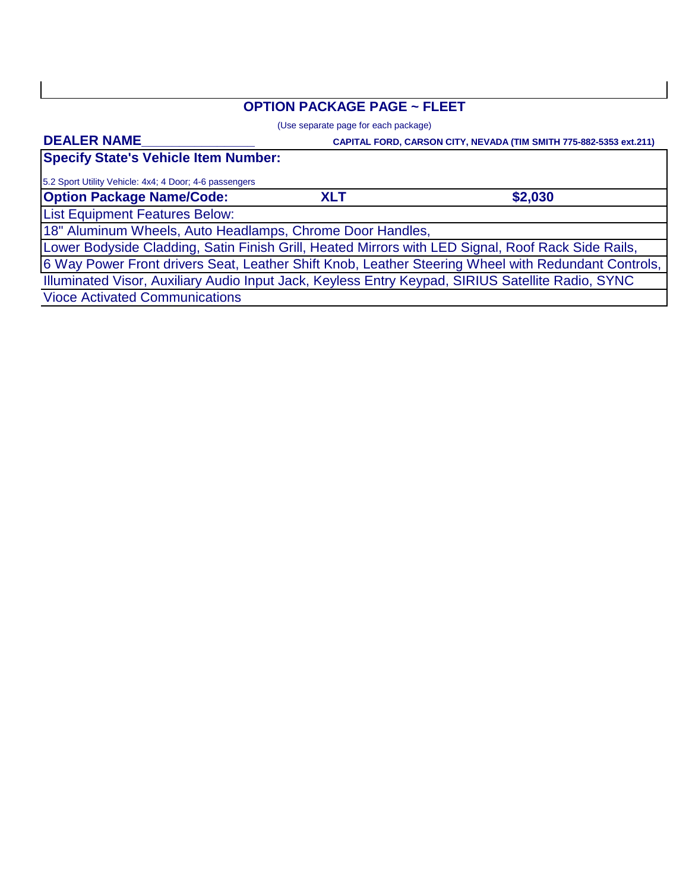## OPTION PACKAGE PAGE ~ FLEET

(Use separate page for each package)

**DEALER NAME_______________** **CAPITAL FORD, CARSON CITY, NEVADA (TIM SMITH 775-882-5353 ext.211)**

**Specify State's Vehicle Item Number:**

5.2 Sport Utility Vehicle: 4x4; 4 Door; 4-6 passengers

| **Option Package Name/Code:** | **XLT** | **$2,030** |
|---|---|---|

List Equipment Features Below:

18" Aluminum Wheels, Auto Headlamps, Chrome Door Handles,

Lower Bodyside Cladding, Satin Finish Grill, Heated Mirrors with LED Signal, Roof Rack Side Rails,

6 Way Power Front drivers Seat, Leather Shift Knob, Leather Steering Wheel with Redundant Controls,

Illuminated Visor, Auxiliary Audio Input Jack, Keyless Entry Keypad, SIRIUS Satellite Radio, SYNC

Vioce Activated Communications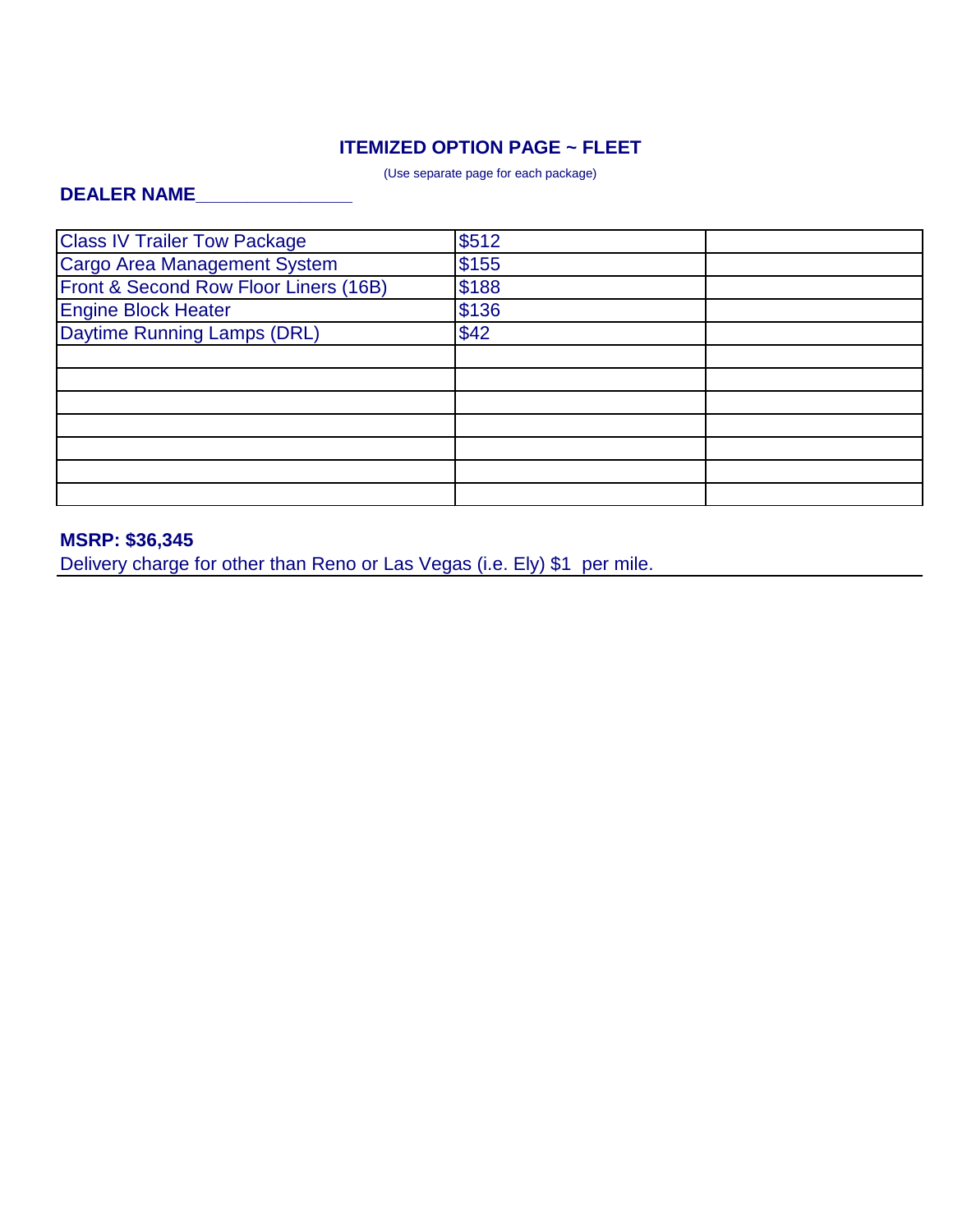## ITEMIZED OPTION PAGE ~ FLEET

(Use separate page for each package)

**DEALER NAME_______________**

| | | |
|---|---|---|
| Class IV Trailer Tow Package | $512 | |
| Cargo Area Management System | $155 | |
| Front & Second Row Floor Liners (16B) | $188 | |
| Engine Block Heater | $136 | |
| Daytime Running Lamps (DRL) | $42 | |
| | | |
| | | |
| | | |
| | | |
| | | |
| | | |
| | | |

**MSRP: $36,345**

Delivery charge for other than Reno or Las Vegas (i.e. Ely) $1 per mile.